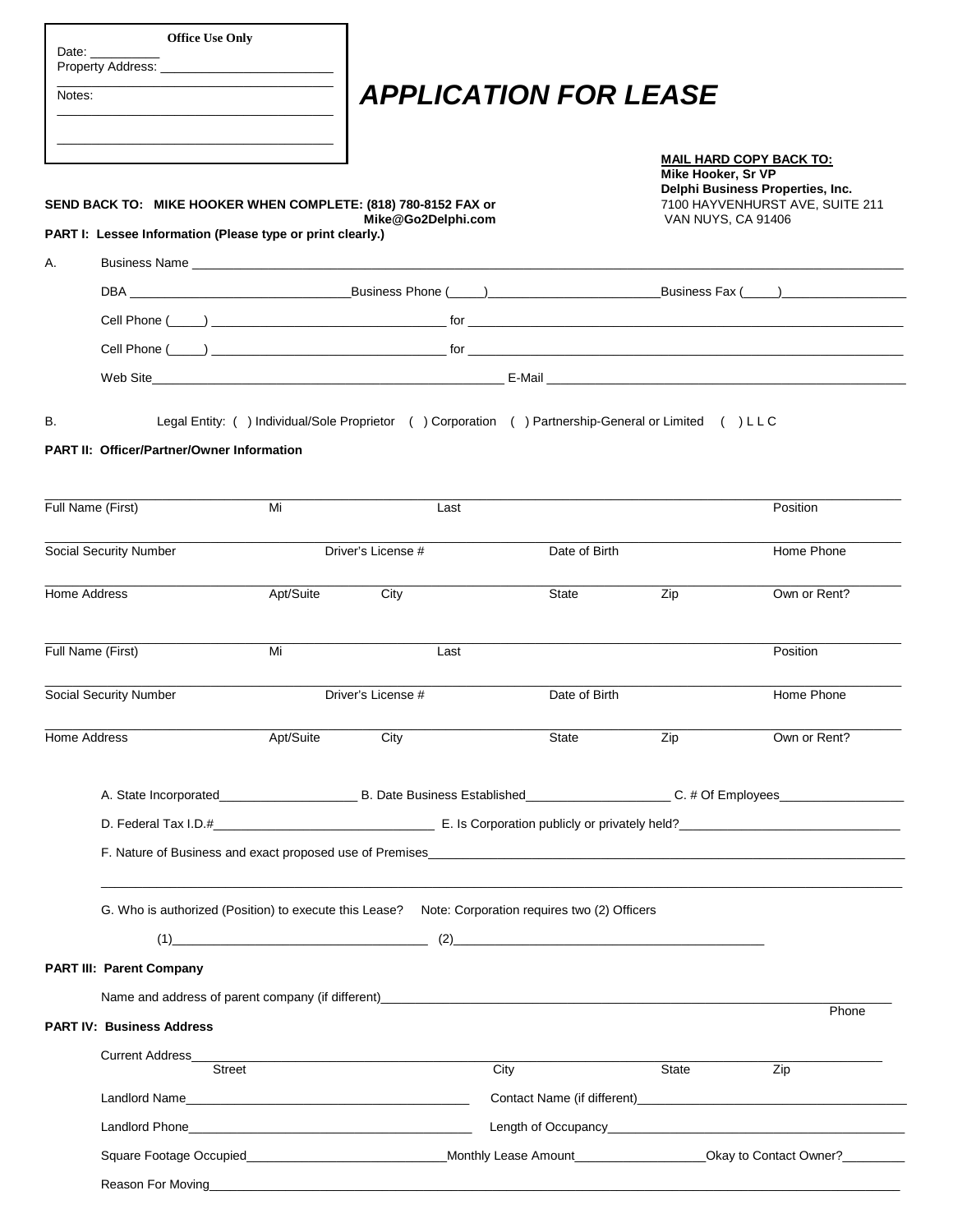**Office Use Only**

Date: __________

Property Address: ________________________

________________________________________

Notes:

________________________________________

________________________________________

# *APPLICATION FOR LEASE*

**MAIL HARD COPY BACK TO:**
**Mike Hooker, Sr VP**
**Delphi Business Properties, Inc.**
7100 HAYVENHURST AVE, SUITE 211
VAN NUYS, CA 91406

**SEND BACK TO: MIKE HOOKER WHEN COMPLETE: (818) 780-8152 FAX or Mike@Go2Delphi.com**

**PART I: Lessee Information (Please type or print clearly.)**

A. Business Name ____________________________________________

DBA ______________________ Business Phone (____)______________________ Business Fax (____)________________

Cell Phone (____) ______________________________ for ______________________________________________

Cell Phone (____) ______________________________ for ______________________________________________

Web Site____________________________________________ E-Mail ____________________________________________

B. Legal Entity: ( ) Individual/Sole Proprietor ( ) Corporation ( ) Partnership-General or Limited ( ) L L C

**PART II: Officer/Partner/Owner Information**

| Full Name (First) | Mi | Last | | | Position |
|---|---|---|---|---|---|
| Social Security Number | Driver's License # | | Date of Birth | | Home Phone |
| Home Address | Apt/Suite | City | State | Zip | Own or Rent? |

| Full Name (First) | Mi | Last | | | Position |
|---|---|---|---|---|---|
| Social Security Number | Driver's License # | | Date of Birth | | Home Phone |
| Home Address | Apt/Suite | City | State | Zip | Own or Rent? |

A. State Incorporated__________________ B. Date Business Established___________________ C. # Of Employees_________________

D. Federal Tax I.D.#______________________________ E. Is Corporation publicly or privately held?______________________________

F. Nature of Business and exact proposed use of Premises______________________________________________________

______________________________________________________________________________

G. Who is authorized (Position) to execute this Lease? Note: Corporation requires two (2) Officers

(1)__________________________________ (2)__________________________________________

**PART III: Parent Company**

Name and address of parent company (if different)______________________________________________________

Phone

**PART IV: Business Address**

Current Address__________________________________________________________________________________
Street City State Zip

Landlord Name______________________________________ Contact Name (if different)______________________________

Landlord Phone______________________________________ Length of Occupancy____________________________________

Square Footage Occupied__________________________ Monthly Lease Amount_________________ Okay to Contact Owner?________

Reason For Moving__________________________________________________________________________________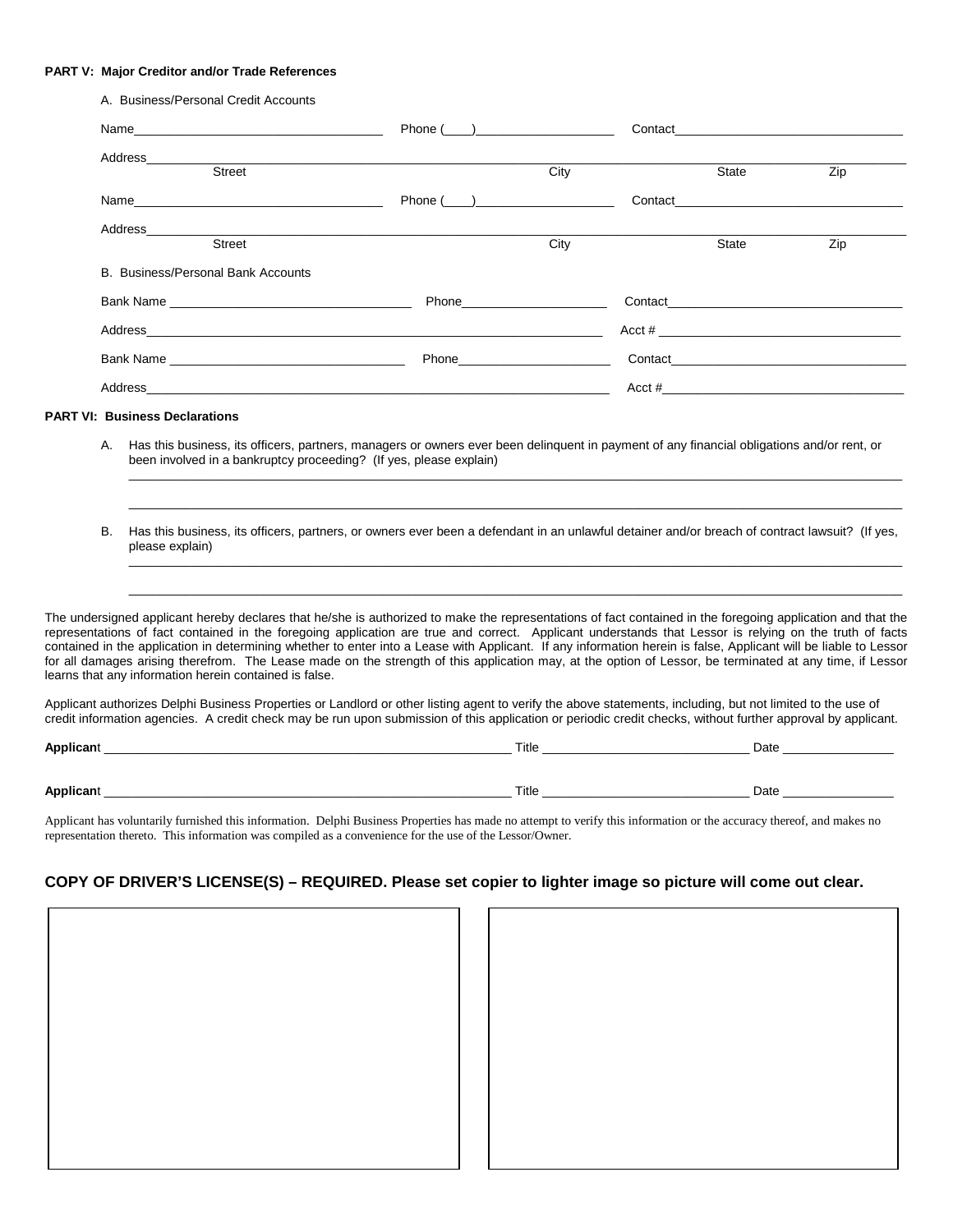**PART V: Major Creditor and/or Trade References**

A. Business/Personal Credit Accounts

Name\_\_\_\_\_\_\_\_\_\_\_\_\_\_\_\_\_\_\_\_\_\_\_\_\_\_\_\_\_\_ Phone (\_\_\_\_)\_\_\_\_\_\_\_\_\_\_\_\_\_\_\_\_\_\_ Contact\_\_\_\_\_\_\_\_\_\_\_\_\_\_\_\_\_\_\_\_\_\_\_\_\_\_\_\_\_\_

Address\_\_\_\_\_\_\_\_\_\_\_\_\_\_\_\_\_\_\_\_\_\_\_\_\_\_\_\_\_\_\_\_\_\_\_\_\_\_\_\_\_\_\_\_\_\_\_\_\_\_\_\_\_\_\_\_\_\_\_\_\_\_\_\_\_\_\_\_\_\_\_\_\_\_\_\_\_\_
Street City State Zip

Name\_\_\_\_\_\_\_\_\_\_\_\_\_\_\_\_\_\_\_\_\_\_\_\_\_\_\_\_\_\_ Phone (\_\_\_\_)\_\_\_\_\_\_\_\_\_\_\_\_\_\_\_\_\_\_ Contact\_\_\_\_\_\_\_\_\_\_\_\_\_\_\_\_\_\_\_\_\_\_\_\_\_\_\_\_\_\_

Address\_\_\_\_\_\_\_\_\_\_\_\_\_\_\_\_\_\_\_\_\_\_\_\_\_\_\_\_\_\_\_\_\_\_\_\_\_\_\_\_\_\_\_\_\_\_\_\_\_\_\_\_\_\_\_\_\_\_\_\_\_\_\_\_\_\_\_\_\_\_\_\_\_\_\_\_\_\_
Street City State Zip

B. Business/Personal Bank Accounts

Bank Name \_\_\_\_\_\_\_\_\_\_\_\_\_\_\_\_\_\_\_\_\_\_\_\_\_\_\_\_\_\_ Phone\_\_\_\_\_\_\_\_\_\_\_\_\_\_\_\_\_\_\_\_ Contact\_\_\_\_\_\_\_\_\_\_\_\_\_\_\_\_\_\_\_\_\_\_\_\_\_\_\_\_\_\_

Address\_\_\_\_\_\_\_\_\_\_\_\_\_\_\_\_\_\_\_\_\_\_\_\_\_\_\_\_\_\_\_\_\_\_\_\_\_\_\_\_\_\_\_\_\_\_\_\_\_\_\_\_\_\_\_\_\_\_ Acct # \_\_\_\_\_\_\_\_\_\_\_\_\_\_\_\_\_\_\_\_\_\_\_\_\_\_\_\_\_\_

Bank Name \_\_\_\_\_\_\_\_\_\_\_\_\_\_\_\_\_\_\_\_\_\_\_\_\_\_\_\_\_\_ Phone\_\_\_\_\_\_\_\_\_\_\_\_\_\_\_\_\_\_\_\_ Contact\_\_\_\_\_\_\_\_\_\_\_\_\_\_\_\_\_\_\_\_\_\_\_\_\_\_\_\_\_\_

Address\_\_\_\_\_\_\_\_\_\_\_\_\_\_\_\_\_\_\_\_\_\_\_\_\_\_\_\_\_\_\_\_\_\_\_\_\_\_\_\_\_\_\_\_\_\_\_\_\_\_\_\_\_\_\_\_\_\_ Acct #\_\_\_\_\_\_\_\_\_\_\_\_\_\_\_\_\_\_\_\_\_\_\_\_\_\_\_\_\_\_

**PART VI: Business Declarations**

A. Has this business, its officers, partners, managers or owners ever been delinquent in payment of any financial obligations and/or rent, or been involved in a bankruptcy proceeding? (If yes, please explain)

\_\_\_\_\_\_\_\_\_\_\_\_\_\_\_\_\_\_\_\_\_\_\_\_\_\_\_\_\_\_\_\_\_\_\_\_\_\_\_\_\_\_\_\_\_\_\_\_\_\_\_\_\_\_\_\_\_\_\_\_\_\_\_\_\_\_\_\_\_\_\_\_\_\_\_\_\_\_

\_\_\_\_\_\_\_\_\_\_\_\_\_\_\_\_\_\_\_\_\_\_\_\_\_\_\_\_\_\_\_\_\_\_\_\_\_\_\_\_\_\_\_\_\_\_\_\_\_\_\_\_\_\_\_\_\_\_\_\_\_\_\_\_\_\_\_\_\_\_\_\_\_\_\_\_\_\_

B. Has this business, its officers, partners, or owners ever been a defendant in an unlawful detainer and/or breach of contract lawsuit? (If yes, please explain)

\_\_\_\_\_\_\_\_\_\_\_\_\_\_\_\_\_\_\_\_\_\_\_\_\_\_\_\_\_\_\_\_\_\_\_\_\_\_\_\_\_\_\_\_\_\_\_\_\_\_\_\_\_\_\_\_\_\_\_\_\_\_\_\_\_\_\_\_\_\_\_\_\_\_\_\_\_\_

\_\_\_\_\_\_\_\_\_\_\_\_\_\_\_\_\_\_\_\_\_\_\_\_\_\_\_\_\_\_\_\_\_\_\_\_\_\_\_\_\_\_\_\_\_\_\_\_\_\_\_\_\_\_\_\_\_\_\_\_\_\_\_\_\_\_\_\_\_\_\_\_\_\_\_\_\_\_

The undersigned applicant hereby declares that he/she is authorized to make the representations of fact contained in the foregoing application and that the representations of fact contained in the foregoing application are true and correct. Applicant understands that Lessor is relying on the truth of facts contained in the application in determining whether to enter into a Lease with Applicant. If any information herein is false, Applicant will be liable to Lessor for all damages arising therefrom. The Lease made on the strength of this application may, at the option of Lessor, be terminated at any time, if Lessor learns that any information herein contained is false.

Applicant authorizes Delphi Business Properties or Landlord or other listing agent to verify the above statements, including, but not limited to the use of credit information agencies. A credit check may be run upon submission of this application or periodic credit checks, without further approval by applicant.

**Applicant** \_\_\_\_\_\_\_\_\_\_\_\_\_\_\_\_\_\_\_\_\_\_\_\_\_\_\_\_\_\_\_\_\_\_\_\_\_\_\_\_\_\_\_\_ Title \_\_\_\_\_\_\_\_\_\_\_\_\_\_\_\_\_\_\_\_\_\_\_\_ Date \_\_\_\_\_\_\_\_\_\_\_\_\_\_

**Applicant** \_\_\_\_\_\_\_\_\_\_\_\_\_\_\_\_\_\_\_\_\_\_\_\_\_\_\_\_\_\_\_\_\_\_\_\_\_\_\_\_\_\_\_\_ Title \_\_\_\_\_\_\_\_\_\_\_\_\_\_\_\_\_\_\_\_\_\_\_\_ Date \_\_\_\_\_\_\_\_\_\_\_\_\_\_

Applicant has voluntarily furnished this information. Delphi Business Properties has made no attempt to verify this information or the accuracy thereof, and makes no representation thereto. This information was compiled as a convenience for the use of the Lessor/Owner.

**COPY OF DRIVER'S LICENSE(S) – REQUIRED. Please set copier to lighter image so picture will come out clear.**